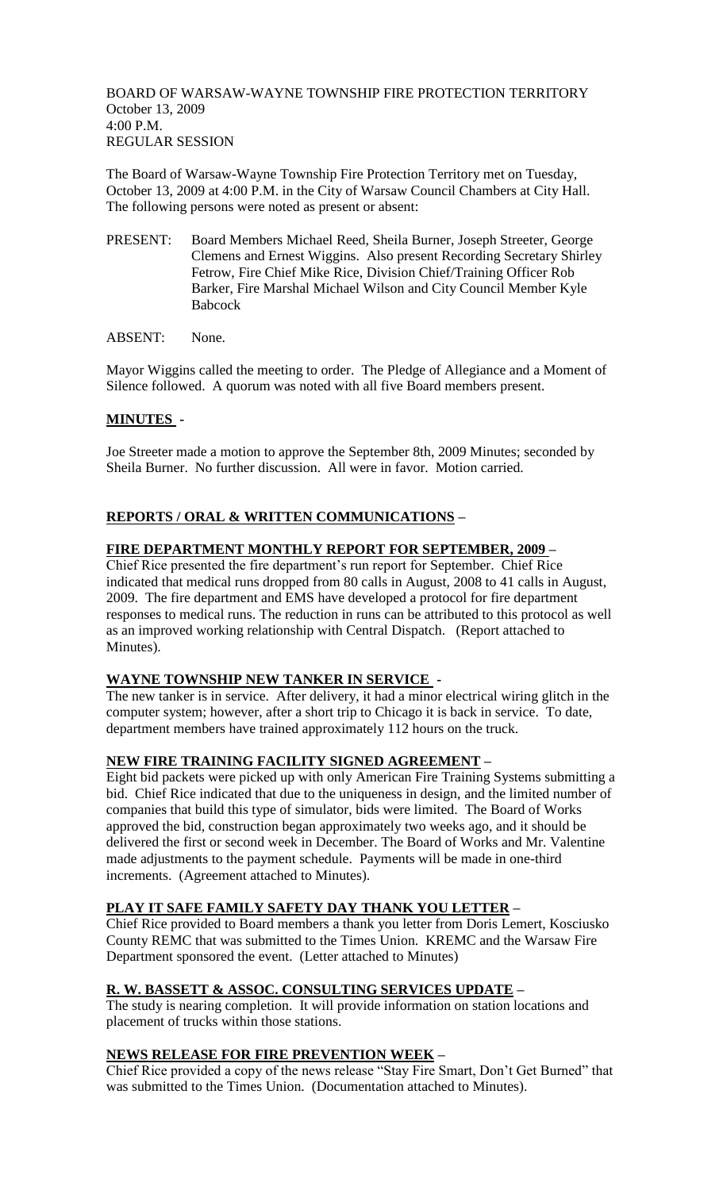BOARD OF WARSAW-WAYNE TOWNSHIP FIRE PROTECTION TERRITORY
October 13, 2009
4:00 P.M.
REGULAR SESSION

The Board of Warsaw-Wayne Township Fire Protection Territory met on Tuesday, October 13, 2009 at 4:00 P.M. in the City of Warsaw Council Chambers at City Hall. The following persons were noted as present or absent:

PRESENT: Board Members Michael Reed, Sheila Burner, Joseph Streeter, George Clemens and Ernest Wiggins. Also present Recording Secretary Shirley Fetrow, Fire Chief Mike Rice, Division Chief/Training Officer Rob Barker, Fire Marshal Michael Wilson and City Council Member Kyle Babcock

ABSENT: None.

Mayor Wiggins called the meeting to order. The Pledge of Allegiance and a Moment of Silence followed. A quorum was noted with all five Board members present.

## MINUTES -

Joe Streeter made a motion to approve the September 8th, 2009 Minutes; seconded by Sheila Burner. No further discussion. All were in favor. Motion carried.

## REPORTS / ORAL & WRITTEN COMMUNICATIONS –

### FIRE DEPARTMENT MONTHLY REPORT FOR SEPTEMBER, 2009 –

Chief Rice presented the fire department's run report for September. Chief Rice indicated that medical runs dropped from 80 calls in August, 2008 to 41 calls in August, 2009. The fire department and EMS have developed a protocol for fire department responses to medical runs. The reduction in runs can be attributed to this protocol as well as an improved working relationship with Central Dispatch. (Report attached to Minutes).

### WAYNE TOWNSHIP NEW TANKER IN SERVICE -

The new tanker is in service. After delivery, it had a minor electrical wiring glitch in the computer system; however, after a short trip to Chicago it is back in service. To date, department members have trained approximately 112 hours on the truck.

### NEW FIRE TRAINING FACILITY SIGNED AGREEMENT –

Eight bid packets were picked up with only American Fire Training Systems submitting a bid. Chief Rice indicated that due to the uniqueness in design, and the limited number of companies that build this type of simulator, bids were limited. The Board of Works approved the bid, construction began approximately two weeks ago, and it should be delivered the first or second week in December. The Board of Works and Mr. Valentine made adjustments to the payment schedule. Payments will be made in one-third increments. (Agreement attached to Minutes).

### PLAY IT SAFE FAMILY SAFETY DAY THANK YOU LETTER –

Chief Rice provided to Board members a thank you letter from Doris Lemert, Kosciusko County REMC that was submitted to the Times Union. KREMC and the Warsaw Fire Department sponsored the event. (Letter attached to Minutes)

### R. W. BASSETT & ASSOC. CONSULTING SERVICES UPDATE –

The study is nearing completion. It will provide information on station locations and placement of trucks within those stations.

### NEWS RELEASE FOR FIRE PREVENTION WEEK –

Chief Rice provided a copy of the news release "Stay Fire Smart, Don't Get Burned" that was submitted to the Times Union. (Documentation attached to Minutes).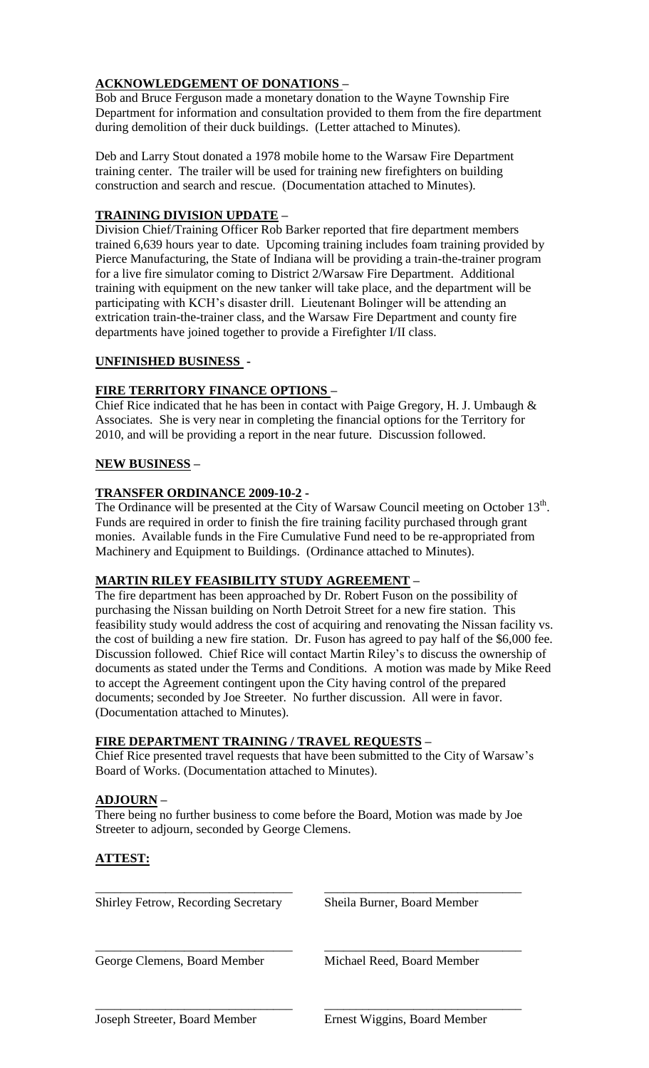**ACKNOWLEDGEMENT OF DONATIONS –**

Bob and Bruce Ferguson made a monetary donation to the Wayne Township Fire Department for information and consultation provided to them from the fire department during demolition of their duck buildings. (Letter attached to Minutes).

Deb and Larry Stout donated a 1978 mobile home to the Warsaw Fire Department training center. The trailer will be used for training new firefighters on building construction and search and rescue. (Documentation attached to Minutes).

**TRAINING DIVISION UPDATE –**

Division Chief/Training Officer Rob Barker reported that fire department members trained 6,639 hours year to date. Upcoming training includes foam training provided by Pierce Manufacturing, the State of Indiana will be providing a train-the-trainer program for a live fire simulator coming to District 2/Warsaw Fire Department. Additional training with equipment on the new tanker will take place, and the department will be participating with KCH's disaster drill. Lieutenant Bolinger will be attending an extrication train-the-trainer class, and the Warsaw Fire Department and county fire departments have joined together to provide a Firefighter I/II class.

**UNFINISHED BUSINESS -**

**FIRE TERRITORY FINANCE OPTIONS –**

Chief Rice indicated that he has been in contact with Paige Gregory, H. J. Umbaugh & Associates. She is very near in completing the financial options for the Territory for 2010, and will be providing a report in the near future. Discussion followed.

**NEW BUSINESS –**

**TRANSFER ORDINANCE 2009-10-2 -**

The Ordinance will be presented at the City of Warsaw Council meeting on October 13th. Funds are required in order to finish the fire training facility purchased through grant monies. Available funds in the Fire Cumulative Fund need to be re-appropriated from Machinery and Equipment to Buildings. (Ordinance attached to Minutes).

**MARTIN RILEY FEASIBILITY STUDY AGREEMENT –**

The fire department has been approached by Dr. Robert Fuson on the possibility of purchasing the Nissan building on North Detroit Street for a new fire station. This feasibility study would address the cost of acquiring and renovating the Nissan facility vs. the cost of building a new fire station. Dr. Fuson has agreed to pay half of the $6,000 fee. Discussion followed. Chief Rice will contact Martin Riley's to discuss the ownership of documents as stated under the Terms and Conditions. A motion was made by Mike Reed to accept the Agreement contingent upon the City having control of the prepared documents; seconded by Joe Streeter. No further discussion. All were in favor. (Documentation attached to Minutes).

**FIRE DEPARTMENT TRAINING / TRAVEL REQUESTS –**

Chief Rice presented travel requests that have been submitted to the City of Warsaw's Board of Works. (Documentation attached to Minutes).

**ADJOURN –**

There being no further business to come before the Board, Motion was made by Joe Streeter to adjourn, seconded by George Clemens.

**ATTEST:**

| | |
|---|---|
| \_\_\_\_\_\_\_\_\_\_\_\_\_\_\_\_\_\_\_\_\_\_\_\_\_\_\_\_\_\_ | \_\_\_\_\_\_\_\_\_\_\_\_\_\_\_\_\_\_\_\_\_\_\_\_\_\_\_\_\_\_ |
| Shirley Fetrow, Recording Secretary | Sheila Burner, Board Member |
| \_\_\_\_\_\_\_\_\_\_\_\_\_\_\_\_\_\_\_\_\_\_\_\_\_\_\_\_\_\_ | \_\_\_\_\_\_\_\_\_\_\_\_\_\_\_\_\_\_\_\_\_\_\_\_\_\_\_\_\_\_ |
| George Clemens, Board Member | Michael Reed, Board Member |
| \_\_\_\_\_\_\_\_\_\_\_\_\_\_\_\_\_\_\_\_\_\_\_\_\_\_\_\_\_\_ | \_\_\_\_\_\_\_\_\_\_\_\_\_\_\_\_\_\_\_\_\_\_\_\_\_\_\_\_\_\_ |
| Joseph Streeter, Board Member | Ernest Wiggins, Board Member |